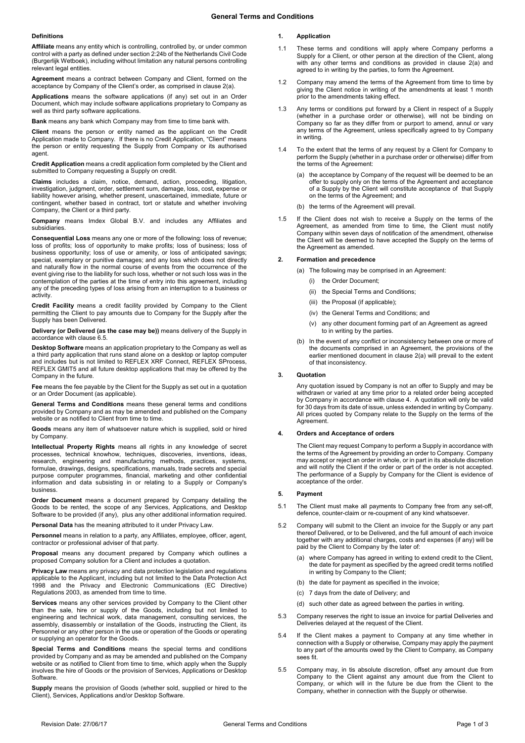# General Terms and Conditions

## Definitions

**Affiliate** means any entity which is controlling, controlled by, or under common control with a party as defined under section 2:24b of the Netherlands Civil Code (Burgerlijk Wetboek), including without limitation any natural persons controlling relevant legal entities.

**Agreement** means a contract between Company and Client, formed on the acceptance by Company of the Client's order, as comprised in clause 2(a).

**Applications** means the software applications (if any) set out in an Order Document, which may include software applications proprietary to Company as well as third party software applications.

**Bank** means any bank which Company may from time to time bank with.

**Client** means the person or entity named as the applicant on the Credit Application made to Company. If there is no Credit Application, "Client" means the person or entity requesting the Supply from Company or its authorised agent.

**Credit Application** means a credit application form completed by the Client and submitted to Company requesting a Supply on credit.

**Claims** includes a claim, notice, demand, action, proceeding, litigation, investigation, judgment, order, settlement sum, damage, loss, cost, expense or liability however arising, whether present, unascertained, immediate, future or contingent, whether based in contract, tort or statute and whether involving Company, the Client or a third party.

**Company** means Imdex Global B.V. and includes any Affiliates and subsidiaries.

**Consequential Loss** means any one or more of the following: loss of revenue; loss of profits; loss of opportunity to make profits; loss of business; loss of business opportunity; loss of use or amenity, or loss of anticipated savings; special, exemplary or punitive damages; and any loss which does not directly and naturally flow in the normal course of events from the occurrence of the event giving rise to the liability for such loss, whether or not such loss was in the contemplation of the parties at the time of entry into this agreement, including any of the preceding types of loss arising from an interruption to a business or activity.

**Credit Facility** means a credit facility provided by Company to the Client permitting the Client to pay amounts due to Company for the Supply after the Supply has been Delivered.

**Delivery (or Delivered (as the case may be))** means delivery of the Supply in accordance with clause 6.5.

**Desktop Software** means an application proprietary to the Company as well as a third party application that runs stand alone on a desktop or laptop computer and includes but is not limited to REFLEX XRF Connect, REFLEX SProcess, REFLEX GMIT5 and all future desktop applications that may be offered by the Company in the future.

**Fee** means the fee payable by the Client for the Supply as set out in a quotation or an Order Document (as applicable).

**General Terms and Conditions** means these general terms and conditions provided by Company and as may be amended and published on the Company website or as notified to Client from time to time.

**Goods** means any item of whatsoever nature which is supplied, sold or hired by Company.

**Intellectual Property Rights** means all rights in any knowledge of secret processes, technical knowhow, techniques, discoveries, inventions, ideas, research, engineering and manufacturing methods, practices, systems, formulae, drawings, designs, specifications, manuals, trade secrets and special purpose computer programmes, financial, marketing and other confidential information and data subsisting in or relating to a Supply or Company's business.

**Order Document** means a document prepared by Company detailing the Goods to be rented, the scope of any Services, Applications, and Desktop Software to be provided (if any), plus any other additional information required.

**Personal Data** has the meaning attributed to it under Privacy Law.

**Personnel** means in relation to a party, any Affiliates, employee, officer, agent, contractor or professional adviser of that party.

**Proposal** means any document prepared by Company which outlines a proposed Company solution for a Client and includes a quotation.

**Privacy Law** means any privacy and data protection legislation and regulations applicable to the Applicant, including but not limited to the Data Protection Act 1998 and the Privacy and Electronic Communications (EC Directive) Regulations 2003, as amended from time to time.

**Services** means any other services provided by Company to the Client other than the sale, hire or supply of the Goods, including but not limited to engineering and technical work, data management, consulting services, the assembly, disassembly or installation of the Goods, instructing the Client, its Personnel or any other person in the use or operation of the Goods or operating or supplying an operator for the Goods.

**Special Terms and Conditions** means the special terms and conditions provided by Company and as may be amended and published on the Company website or as notified to Client from time to time, which apply when the Supply involves the hire of Goods or the provision of Services, Applications or Desktop Software.

**Supply** means the provision of Goods (whether sold, supplied or hired to the Client), Services, Applications and/or Desktop Software.

## 1. Application

1.1 These terms and conditions will apply where Company performs a Supply for a Client, or other person at the direction of the Client, along with any other terms and conditions as provided in clause 2(a) and agreed to in writing by the parties, to form the Agreement.

1.2 Company may amend the terms of the Agreement from time to time by giving the Client notice in writing of the amendments at least 1 month prior to the amendments taking effect.

1.3 Any terms or conditions put forward by a Client in respect of a Supply (whether in a purchase order or otherwise), will not be binding on Company so far as they differ from or purport to amend, annul or vary any terms of the Agreement, unless specifically agreed to by Company in writing.

1.4 To the extent that the terms of any request by a Client for Company to perform the Supply (whether in a purchase order or otherwise) differ from the terms of the Agreement:

(a) the acceptance by Company of the request will be deemed to be an offer to supply only on the terms of the Agreement and acceptance of a Supply by the Client will constitute acceptance of that Supply on the terms of the Agreement; and

(b) the terms of the Agreement will prevail.

1.5 If the Client does not wish to receive a Supply on the terms of the Agreement, as amended from time to time, the Client must notify Company within seven days of notification of the amendment, otherwise the Client will be deemed to have accepted the Supply on the terms of the Agreement as amended.

## 2. Formation and precedence

(a) The following may be comprised in an Agreement:

(i) the Order Document;

(ii) the Special Terms and Conditions;

(iii) the Proposal (if applicable);

(iv) the General Terms and Conditions; and

(v) any other document forming part of an Agreement as agreed to in writing by the parties.

(b) In the event of any conflict or inconsistency between one or more of the documents comprised in an Agreement, the provisions of the earlier mentioned document in clause 2(a) will prevail to the extent of that inconsistency.

## 3. Quotation

Any quotation issued by Company is not an offer to Supply and may be withdrawn or varied at any time prior to a related order being accepted by Company in accordance with clause 4. A quotation will only be valid for 30 days from its date of issue, unless extended in writing by Company. All prices quoted by Company relate to the Supply on the terms of the Agreement.

## 4. Orders and Acceptance of orders

The Client may request Company to perform a Supply in accordance with the terms of the Agreement by providing an order to Company. Company may accept or reject an order in whole, or in part in its absolute discretion and will notify the Client if the order or part of the order is not accepted. The performance of a Supply by Company for the Client is evidence of acceptance of the order.

## 5. Payment

5.1 The Client must make all payments to Company free from any set-off, defence, counter-claim or re-coupment of any kind whatsoever.

5.2 Company will submit to the Client an invoice for the Supply or any part thereof Delivered, or to be Delivered, and the full amount of each invoice together with any additional charges, costs and expenses (if any) will be paid by the Client to Company by the later of:

(a) where Company has agreed in writing to extend credit to the Client, the date for payment as specified by the agreed credit terms notified in writing by Company to the Client;

(b) the date for payment as specified in the invoice;

(c) 7 days from the date of Delivery; and

(d) such other date as agreed between the parties in writing.

5.3 Company reserves the right to issue an invoice for partial Deliveries and Deliveries delayed at the request of the Client.

5.4 If the Client makes a payment to Company at any time whether in connection with a Supply or otherwise, Company may apply the payment to any part of the amounts owed by the Client to Company, as Company sees fit.

5.5 Company may, in tis absolute discretion, offset any amount due from Company to the Client against any amount due from the Client to Company, or which will in the future be due from the Client to the Company, whether in connection with the Supply or otherwise.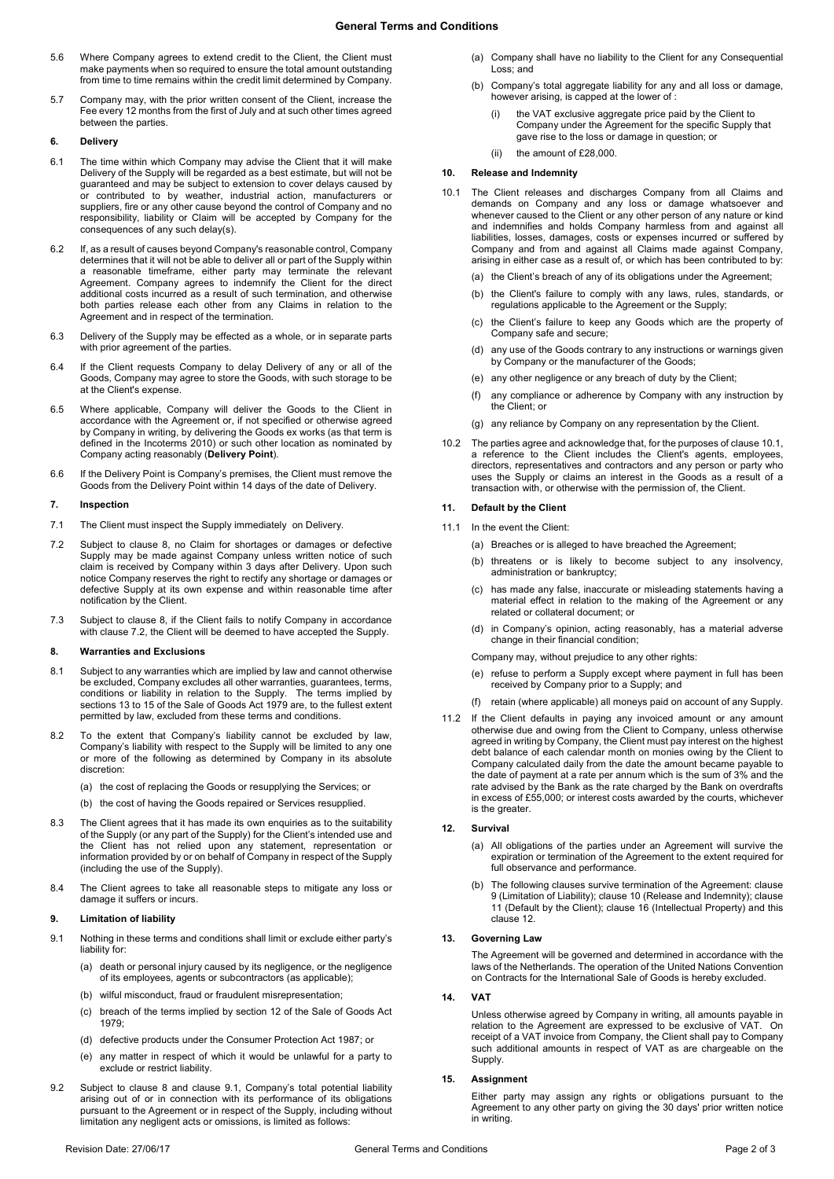5.6 Where Company agrees to extend credit to the Client, the Client must make payments when so required to ensure the total amount outstanding from time to time remains within the credit limit determined by Company.

5.7 Company may, with the prior written consent of the Client, increase the Fee every 12 months from the first of July and at such other times agreed between the parties.

## 6. Delivery

6.1 The time within which Company may advise the Client that it will make Delivery of the Supply will be regarded as a best estimate, but will not be guaranteed and may be subject to extension to cover delays caused by or contributed to by weather, industrial action, manufacturers or suppliers, fire or any other cause beyond the control of Company and no responsibility, liability or Claim will be accepted by Company for the consequences of any such delay(s).

6.2 If, as a result of causes beyond Company's reasonable control, Company determines that it will not be able to deliver all or part of the Supply within a reasonable timeframe, either party may terminate the relevant Agreement. Company agrees to indemnify the Client for the direct additional costs incurred as a result of such termination, and otherwise both parties release each other from any Claims in relation to the Agreement and in respect of the termination.

6.3 Delivery of the Supply may be effected as a whole, or in separate parts with prior agreement of the parties.

6.4 If the Client requests Company to delay Delivery of any or all of the Goods, Company may agree to store the Goods, with such storage to be at the Client's expense.

6.5 Where applicable, Company will deliver the Goods to the Client in accordance with the Agreement or, if not specified or otherwise agreed by Company in writing, by delivering the Goods ex works (as that term is defined in the Incoterms 2010) or such other location as nominated by Company acting reasonably (**Delivery Point**).

6.6 If the Delivery Point is Company's premises, the Client must remove the Goods from the Delivery Point within 14 days of the date of Delivery.

## 7. Inspection

7.1 The Client must inspect the Supply immediately on Delivery.

7.2 Subject to clause 8, no Claim for shortages or damages or defective Supply may be made against Company unless written notice of such claim is received by Company within 3 days after Delivery. Upon such notice Company reserves the right to rectify any shortage or damages or defective Supply at its own expense and within reasonable time after notification by the Client.

7.3 Subject to clause 8, if the Client fails to notify Company in accordance with clause 7.2, the Client will be deemed to have accepted the Supply.

## 8. Warranties and Exclusions

8.1 Subject to any warranties which are implied by law and cannot otherwise be excluded, Company excludes all other warranties, guarantees, terms, conditions or liability in relation to the Supply. The terms implied by sections 13 to 15 of the Sale of Goods Act 1979 are, to the fullest extent permitted by law, excluded from these terms and conditions.

8.2 To the extent that Company's liability cannot be excluded by law, Company's liability with respect to the Supply will be limited to any one or more of the following as determined by Company in its absolute discretion:

(a) the cost of replacing the Goods or resupplying the Services; or

(b) the cost of having the Goods repaired or Services resupplied.

8.3 The Client agrees that it has made its own enquiries as to the suitability of the Supply (or any part of the Supply) for the Client's intended use and the Client has not relied upon any statement, representation or information provided by or on behalf of Company in respect of the Supply (including the use of the Supply).

8.4 The Client agrees to take all reasonable steps to mitigate any loss or damage it suffers or incurs.

## 9. Limitation of liability

9.1 Nothing in these terms and conditions shall limit or exclude either party's liability for:

(a) death or personal injury caused by its negligence, or the negligence of its employees, agents or subcontractors (as applicable);

(b) wilful misconduct, fraud or fraudulent misrepresentation;

(c) breach of the terms implied by section 12 of the Sale of Goods Act 1979;

(d) defective products under the Consumer Protection Act 1987; or

(e) any matter in respect of which it would be unlawful for a party to exclude or restrict liability.

9.2 Subject to clause 8 and clause 9.1, Company's total potential liability arising out of or in connection with its performance of its obligations pursuant to the Agreement or in respect of the Supply, including without limitation any negligent acts or omissions, is limited as follows:

(a) Company shall have no liability to the Client for any Consequential Loss; and

(b) Company's total aggregate liability for any and all loss or damage, however arising, is capped at the lower of :

(i) the VAT exclusive aggregate price paid by the Client to Company under the Agreement for the specific Supply that gave rise to the loss or damage in question; or

(ii) the amount of £28,000.

## 10. Release and Indemnity

10.1 The Client releases and discharges Company from all Claims and demands on Company and any loss or damage whatsoever and whenever caused to the Client or any other person of any nature or kind and indemnifies and holds Company harmless from and against all liabilities, losses, damages, costs or expenses incurred or suffered by Company and from and against all Claims made against Company, arising in either case as a result of, or which has been contributed to by:

(a) the Client's breach of any of its obligations under the Agreement;

(b) the Client's failure to comply with any laws, rules, standards, or regulations applicable to the Agreement or the Supply;

(c) the Client's failure to keep any Goods which are the property of Company safe and secure;

(d) any use of the Goods contrary to any instructions or warnings given by Company or the manufacturer of the Goods;

(e) any other negligence or any breach of duty by the Client;

(f) any compliance or adherence by Company with any instruction by the Client; or

(g) any reliance by Company on any representation by the Client.

10.2 The parties agree and acknowledge that, for the purposes of clause 10.1, a reference to the Client includes the Client's agents, employees, directors, representatives and contractors and any person or party who uses the Supply or claims an interest in the Goods as a result of a transaction with, or otherwise with the permission of, the Client.

## 11. Default by the Client

11.1 In the event the Client:

(a) Breaches or is alleged to have breached the Agreement;

(b) threatens or is likely to become subject to any insolvency, administration or bankruptcy;

(c) has made any false, inaccurate or misleading statements having a material effect in relation to the making of the Agreement or any related or collateral document; or

(d) in Company's opinion, acting reasonably, has a material adverse change in their financial condition;

Company may, without prejudice to any other rights:

(e) refuse to perform a Supply except where payment in full has been received by Company prior to a Supply; and

(f) retain (where applicable) all moneys paid on account of any Supply.

11.2 If the Client defaults in paying any invoiced amount or any amount otherwise due and owing from the Client to Company, unless otherwise agreed in writing by Company, the Client must pay interest on the highest debt balance of each calendar month on monies owing by the Client to Company calculated daily from the date the amount became payable to the date of payment at a rate per annum which is the sum of 3% and the rate advised by the Bank as the rate charged by the Bank on overdrafts in excess of £55,000; or interest costs awarded by the courts, whichever is the greater.

## 12. Survival

(a) All obligations of the parties under an Agreement will survive the expiration or termination of the Agreement to the extent required for full observance and performance.

(b) The following clauses survive termination of the Agreement: clause 9 (Limitation of Liability); clause 10 (Release and Indemnity); clause 11 (Default by the Client); clause 16 (Intellectual Property) and this clause 12.

## 13. Governing Law

The Agreement will be governed and determined in accordance with the laws of the Netherlands. The operation of the United Nations Convention on Contracts for the International Sale of Goods is hereby excluded.

## 14. VAT

Unless otherwise agreed by Company in writing, all amounts payable in relation to the Agreement are expressed to be exclusive of VAT. On receipt of a VAT invoice from Company, the Client shall pay to Company such additional amounts in respect of VAT as are chargeable on the Supply.

## 15. Assignment

Either party may assign any rights or obligations pursuant to the Agreement to any other party on giving the 30 days' prior written notice in writing.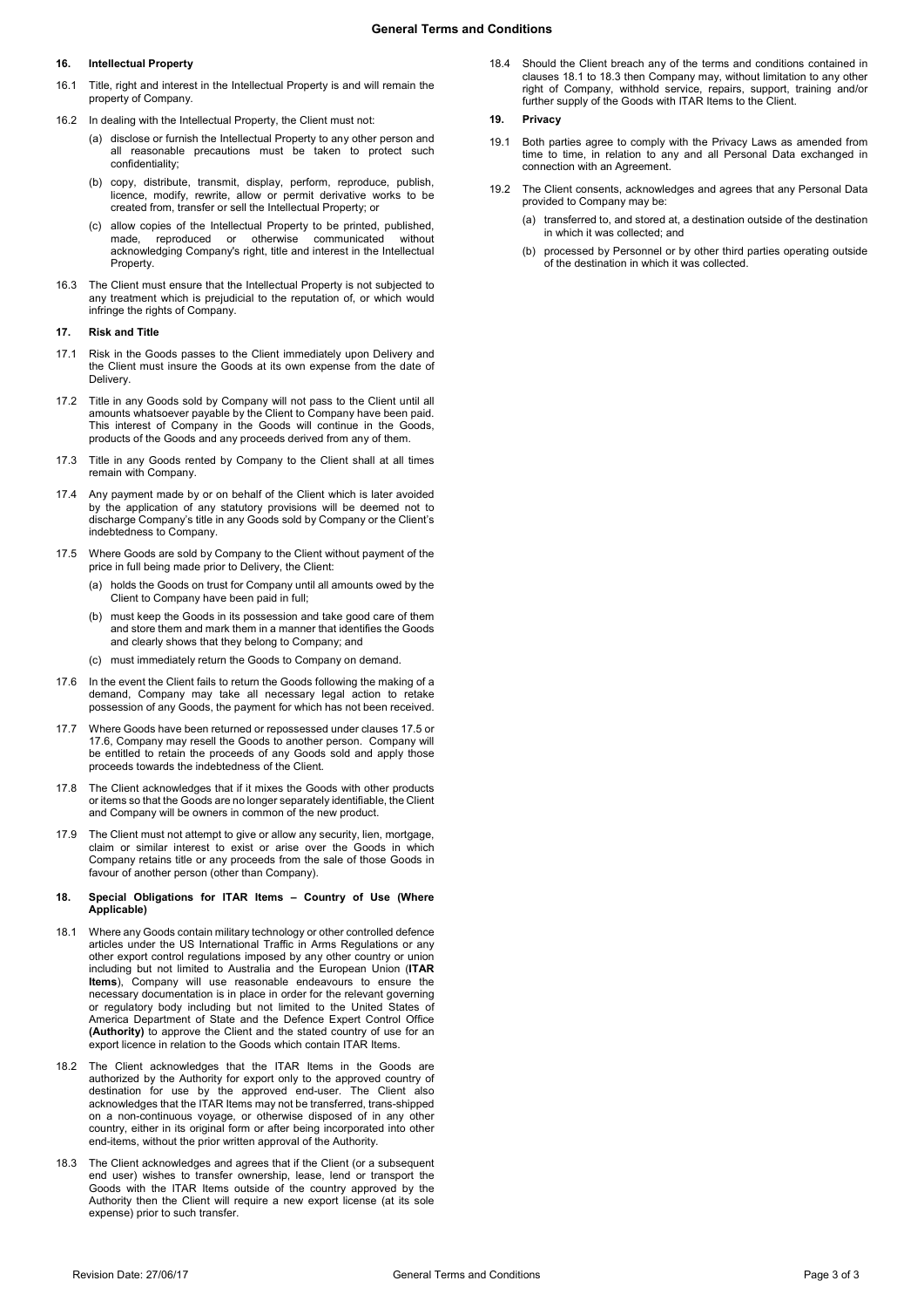## 16. Intellectual Property

16.1 Title, right and interest in the Intellectual Property is and will remain the property of Company.

16.2 In dealing with the Intellectual Property, the Client must not:

(a) disclose or furnish the Intellectual Property to any other person and all reasonable precautions must be taken to protect such confidentiality;

(b) copy, distribute, transmit, display, perform, reproduce, publish, licence, modify, rewrite, allow or permit derivative works to be created from, transfer or sell the Intellectual Property; or

(c) allow copies of the Intellectual Property to be printed, published, made, reproduced or otherwise communicated without acknowledging Company's right, title and interest in the Intellectual Property.

16.3 The Client must ensure that the Intellectual Property is not subjected to any treatment which is prejudicial to the reputation of, or which would infringe the rights of Company.

## 17. Risk and Title

17.1 Risk in the Goods passes to the Client immediately upon Delivery and the Client must insure the Goods at its own expense from the date of Delivery.

17.2 Title in any Goods sold by Company will not pass to the Client until all amounts whatsoever payable by the Client to Company have been paid. This interest of Company in the Goods will continue in the Goods, products of the Goods and any proceeds derived from any of them.

17.3 Title in any Goods rented by Company to the Client shall at all times remain with Company.

17.4 Any payment made by or on behalf of the Client which is later avoided by the application of any statutory provisions will be deemed not to discharge Company's title in any Goods sold by Company or the Client's indebtedness to Company.

17.5 Where Goods are sold by Company to the Client without payment of the price in full being made prior to Delivery, the Client:

(a) holds the Goods on trust for Company until all amounts owed by the Client to Company have been paid in full;

(b) must keep the Goods in its possession and take good care of them and store them and mark them in a manner that identifies the Goods and clearly shows that they belong to Company; and

(c) must immediately return the Goods to Company on demand.

17.6 In the event the Client fails to return the Goods following the making of a demand, Company may take all necessary legal action to retake possession of any Goods, the payment for which has not been received.

17.7 Where Goods have been returned or repossessed under clauses 17.5 or 17.6, Company may resell the Goods to another person. Company will be entitled to retain the proceeds of any Goods sold and apply those proceeds towards the indebtedness of the Client.

17.8 The Client acknowledges that if it mixes the Goods with other products or items so that the Goods are no longer separately identifiable, the Client and Company will be owners in common of the new product.

17.9 The Client must not attempt to give or allow any security, lien, mortgage, claim or similar interest to exist or arise over the Goods in which Company retains title or any proceeds from the sale of those Goods in favour of another person (other than Company).

## 18. Special Obligations for ITAR Items – Country of Use (Where Applicable)

18.1 Where any Goods contain military technology or other controlled defence articles under the US International Traffic in Arms Regulations or any other export control regulations imposed by any other country or union including but not limited to Australia and the European Union (**ITAR Items**), Company will use reasonable endeavours to ensure the necessary documentation is in place in order for the relevant governing or regulatory body including but not limited to the United States of America Department of State and the Defence Expert Control Office **(Authority)** to approve the Client and the stated country of use for an export licence in relation to the Goods which contain ITAR Items.

18.2 The Client acknowledges that the ITAR Items in the Goods are authorized by the Authority for export only to the approved country of destination for use by the approved end-user. The Client also acknowledges that the ITAR Items may not be transferred, trans-shipped on a non-continuous voyage, or otherwise disposed of in any other country, either in its original form or after being incorporated into other end-items, without the prior written approval of the Authority.

18.3 The Client acknowledges and agrees that if the Client (or a subsequent end user) wishes to transfer ownership, lease, lend or transport the Goods with the ITAR Items outside of the country approved by the Authority then the Client will require a new export license (at its sole expense) prior to such transfer.

18.4 Should the Client breach any of the terms and conditions contained in clauses 18.1 to 18.3 then Company may, without limitation to any other right of Company, withhold service, repairs, support, training and/or further supply of the Goods with ITAR Items to the Client.

## 19. Privacy

19.1 Both parties agree to comply with the Privacy Laws as amended from time to time, in relation to any and all Personal Data exchanged in connection with an Agreement.

19.2 The Client consents, acknowledges and agrees that any Personal Data provided to Company may be:

(a) transferred to, and stored at, a destination outside of the destination in which it was collected; and

(b) processed by Personnel or by other third parties operating outside of the destination in which it was collected.